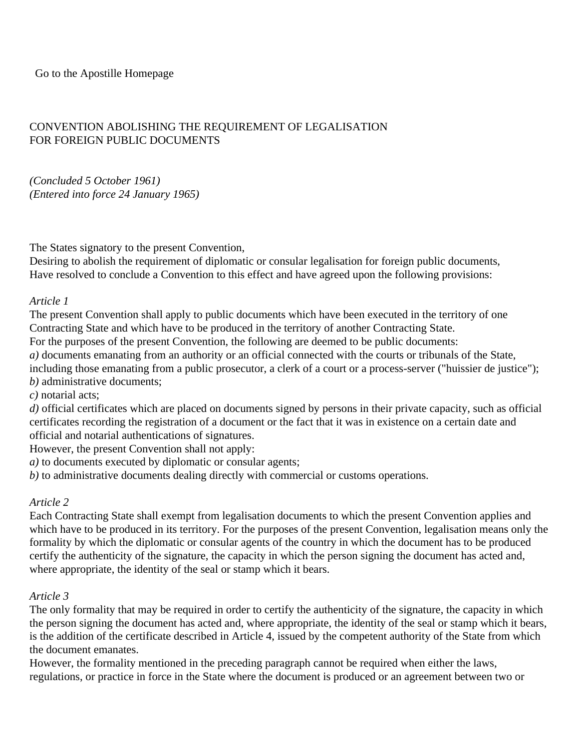Go to the Apostille Homepage

# CONVENTION ABOLISHING THE REQUIREMENT OF LEGALISATION FOR FOREIGN PUBLIC DOCUMENTS

*(Concluded 5 October 1961)*
*(Entered into force 24 January 1965)*

The States signatory to the present Convention,
Desiring to abolish the requirement of diplomatic or consular legalisation for foreign public documents,
Have resolved to conclude a Convention to this effect and have agreed upon the following provisions:

*Article 1*
The present Convention shall apply to public documents which have been executed in the territory of one Contracting State and which have to be produced in the territory of another Contracting State.
For the purposes of the present Convention, the following are deemed to be public documents:
*a)* documents emanating from an authority or an official connected with the courts or tribunals of the State, including those emanating from a public prosecutor, a clerk of a court or a process-server ("huissier de justice");
*b)* administrative documents;
*c)* notarial acts;
*d)* official certificates which are placed on documents signed by persons in their private capacity, such as official certificates recording the registration of a document or the fact that it was in existence on a certain date and official and notarial authentications of signatures.
However, the present Convention shall not apply:
*a)* to documents executed by diplomatic or consular agents;
*b)* to administrative documents dealing directly with commercial or customs operations.

*Article 2*
Each Contracting State shall exempt from legalisation documents to which the present Convention applies and which have to be produced in its territory. For the purposes of the present Convention, legalisation means only the formality by which the diplomatic or consular agents of the country in which the document has to be produced certify the authenticity of the signature, the capacity in which the person signing the document has acted and, where appropriate, the identity of the seal or stamp which it bears.

*Article 3*
The only formality that may be required in order to certify the authenticity of the signature, the capacity in which the person signing the document has acted and, where appropriate, the identity of the seal or stamp which it bears, is the addition of the certificate described in Article 4, issued by the competent authority of the State from which the document emanates.
However, the formality mentioned in the preceding paragraph cannot be required when either the laws, regulations, or practice in force in the State where the document is produced or an agreement between two or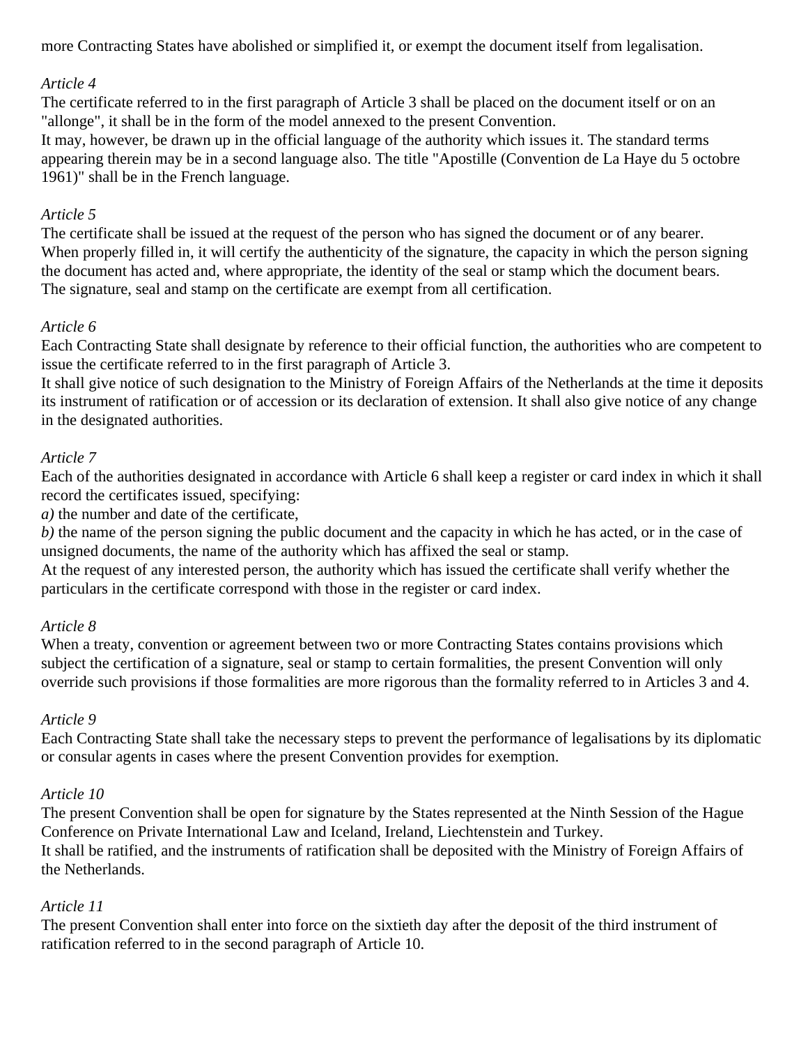more Contracting States have abolished or simplified it, or exempt the document itself from legalisation.

*Article 4*
The certificate referred to in the first paragraph of Article 3 shall be placed on the document itself or on an "allonge", it shall be in the form of the model annexed to the present Convention.
It may, however, be drawn up in the official language of the authority which issues it. The standard terms appearing therein may be in a second language also. The title "Apostille (Convention de La Haye du 5 octobre 1961)" shall be in the French language.

*Article 5*
The certificate shall be issued at the request of the person who has signed the document or of any bearer.
When properly filled in, it will certify the authenticity of the signature, the capacity in which the person signing the document has acted and, where appropriate, the identity of the seal or stamp which the document bears.
The signature, seal and stamp on the certificate are exempt from all certification.

*Article 6*
Each Contracting State shall designate by reference to their official function, the authorities who are competent to issue the certificate referred to in the first paragraph of Article 3.
It shall give notice of such designation to the Ministry of Foreign Affairs of the Netherlands at the time it deposits its instrument of ratification or of accession or its declaration of extension. It shall also give notice of any change in the designated authorities.

*Article 7*
Each of the authorities designated in accordance with Article 6 shall keep a register or card index in which it shall record the certificates issued, specifying:
*a)* the number and date of the certificate,
*b)* the name of the person signing the public document and the capacity in which he has acted, or in the case of unsigned documents, the name of the authority which has affixed the seal or stamp.
At the request of any interested person, the authority which has issued the certificate shall verify whether the particulars in the certificate correspond with those in the register or card index.

*Article 8*
When a treaty, convention or agreement between two or more Contracting States contains provisions which subject the certification of a signature, seal or stamp to certain formalities, the present Convention will only override such provisions if those formalities are more rigorous than the formality referred to in Articles 3 and 4.

*Article 9*
Each Contracting State shall take the necessary steps to prevent the performance of legalisations by its diplomatic or consular agents in cases where the present Convention provides for exemption.

*Article 10*
The present Convention shall be open for signature by the States represented at the Ninth Session of the Hague Conference on Private International Law and Iceland, Ireland, Liechtenstein and Turkey.
It shall be ratified, and the instruments of ratification shall be deposited with the Ministry of Foreign Affairs of the Netherlands.

*Article 11*
The present Convention shall enter into force on the sixtieth day after the deposit of the third instrument of ratification referred to in the second paragraph of Article 10.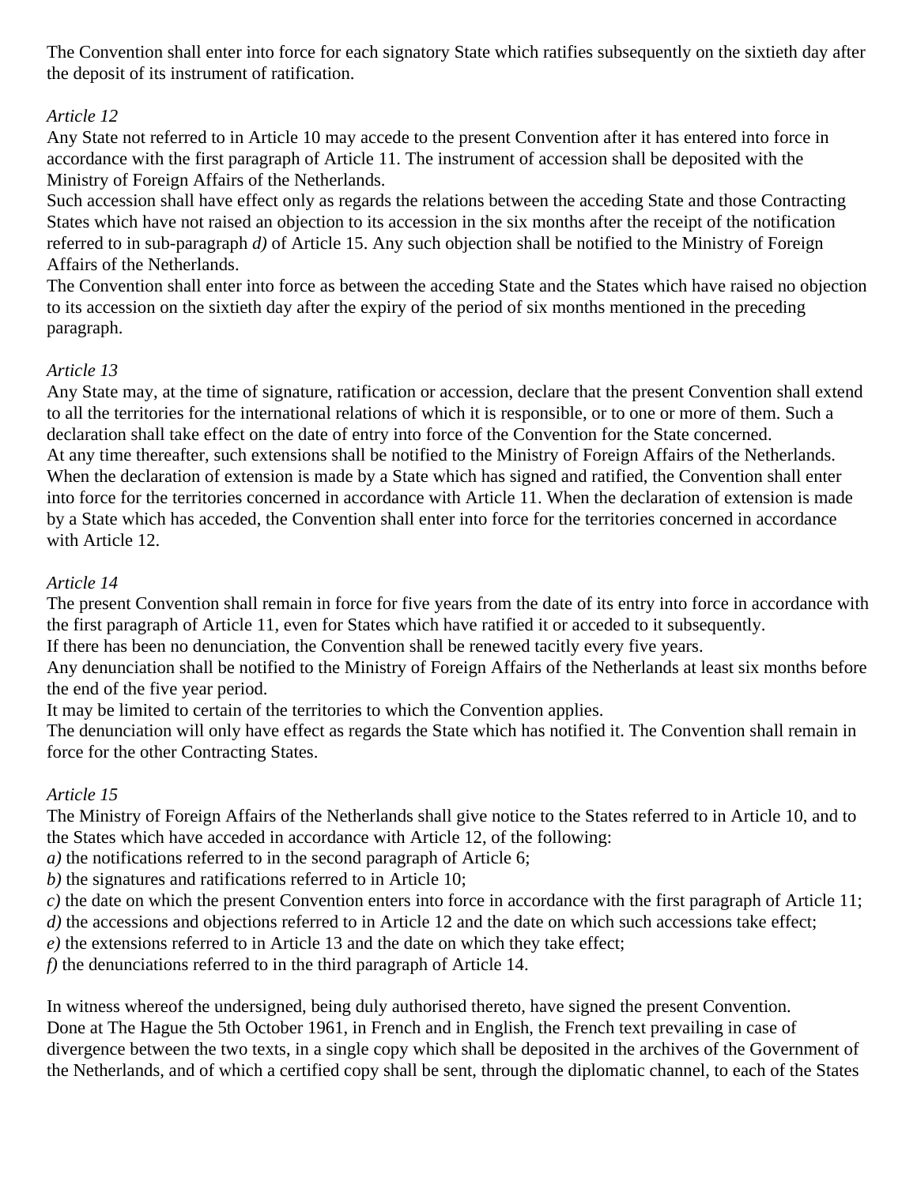The Convention shall enter into force for each signatory State which ratifies subsequently on the sixtieth day after the deposit of its instrument of ratification.

*Article 12*

Any State not referred to in Article 10 may accede to the present Convention after it has entered into force in accordance with the first paragraph of Article 11. The instrument of accession shall be deposited with the Ministry of Foreign Affairs of the Netherlands.

Such accession shall have effect only as regards the relations between the acceding State and those Contracting States which have not raised an objection to its accession in the six months after the receipt of the notification referred to in sub-paragraph *d)* of Article 15. Any such objection shall be notified to the Ministry of Foreign Affairs of the Netherlands.

The Convention shall enter into force as between the acceding State and the States which have raised no objection to its accession on the sixtieth day after the expiry of the period of six months mentioned in the preceding paragraph.

*Article 13*

Any State may, at the time of signature, ratification or accession, declare that the present Convention shall extend to all the territories for the international relations of which it is responsible, or to one or more of them. Such a declaration shall take effect on the date of entry into force of the Convention for the State concerned.

At any time thereafter, such extensions shall be notified to the Ministry of Foreign Affairs of the Netherlands.

When the declaration of extension is made by a State which has signed and ratified, the Convention shall enter into force for the territories concerned in accordance with Article 11. When the declaration of extension is made by a State which has acceded, the Convention shall enter into force for the territories concerned in accordance with Article 12.

*Article 14*

The present Convention shall remain in force for five years from the date of its entry into force in accordance with the first paragraph of Article 11, even for States which have ratified it or acceded to it subsequently.

If there has been no denunciation, the Convention shall be renewed tacitly every five years.

Any denunciation shall be notified to the Ministry of Foreign Affairs of the Netherlands at least six months before the end of the five year period.

It may be limited to certain of the territories to which the Convention applies.

The denunciation will only have effect as regards the State which has notified it. The Convention shall remain in force for the other Contracting States.

*Article 15*

The Ministry of Foreign Affairs of the Netherlands shall give notice to the States referred to in Article 10, and to the States which have acceded in accordance with Article 12, of the following:

*a)* the notifications referred to in the second paragraph of Article 6;
*b)* the signatures and ratifications referred to in Article 10;
*c)* the date on which the present Convention enters into force in accordance with the first paragraph of Article 11;
*d)* the accessions and objections referred to in Article 12 and the date on which such accessions take effect;
*e)* the extensions referred to in Article 13 and the date on which they take effect;
*f)* the denunciations referred to in the third paragraph of Article 14.

In witness whereof the undersigned, being duly authorised thereto, have signed the present Convention.

Done at The Hague the 5th October 1961, in French and in English, the French text prevailing in case of divergence between the two texts, in a single copy which shall be deposited in the archives of the Government of the Netherlands, and of which a certified copy shall be sent, through the diplomatic channel, to each of the States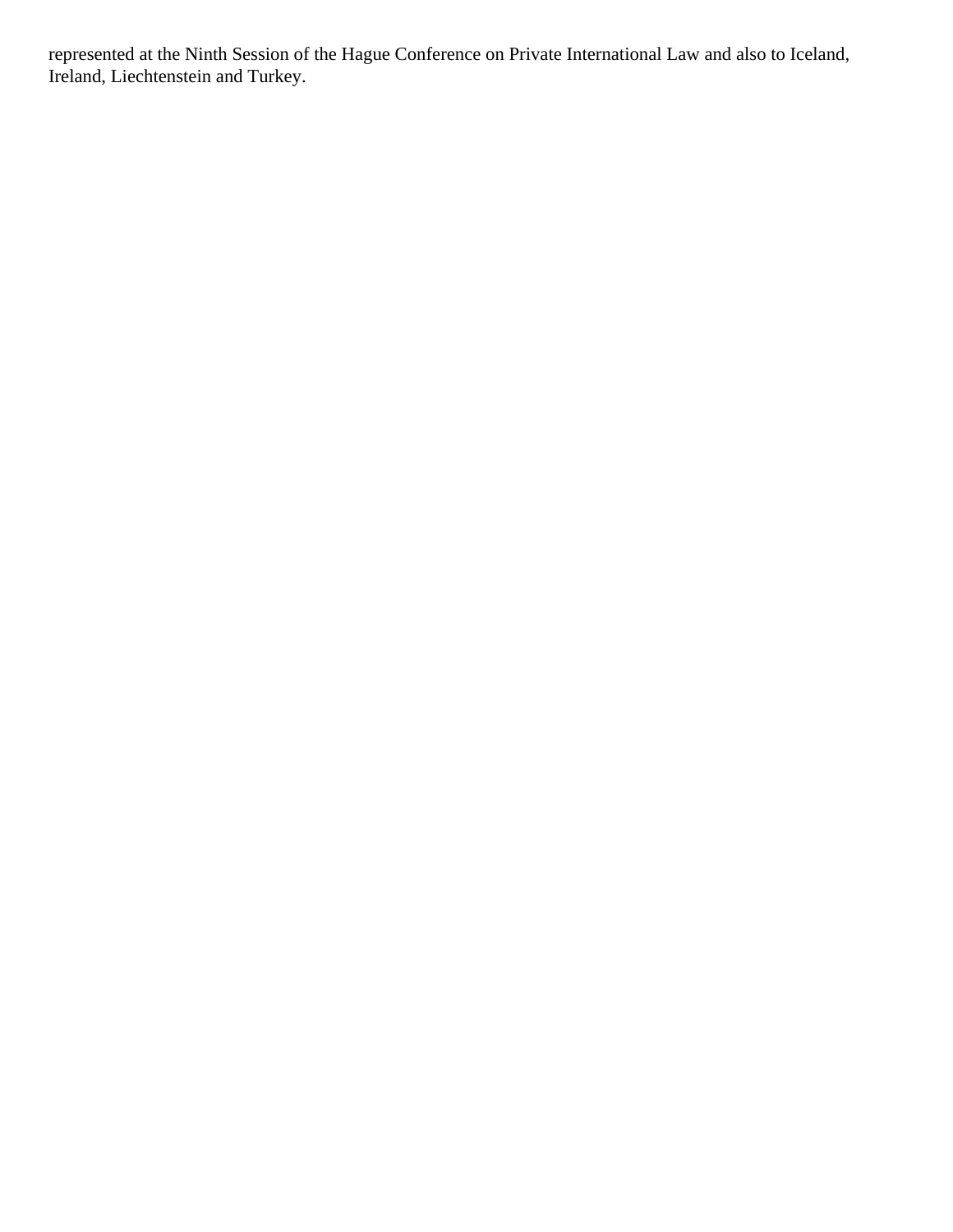represented at the Ninth Session of the Hague Conference on Private International Law and also to Iceland, Ireland, Liechtenstein and Turkey.